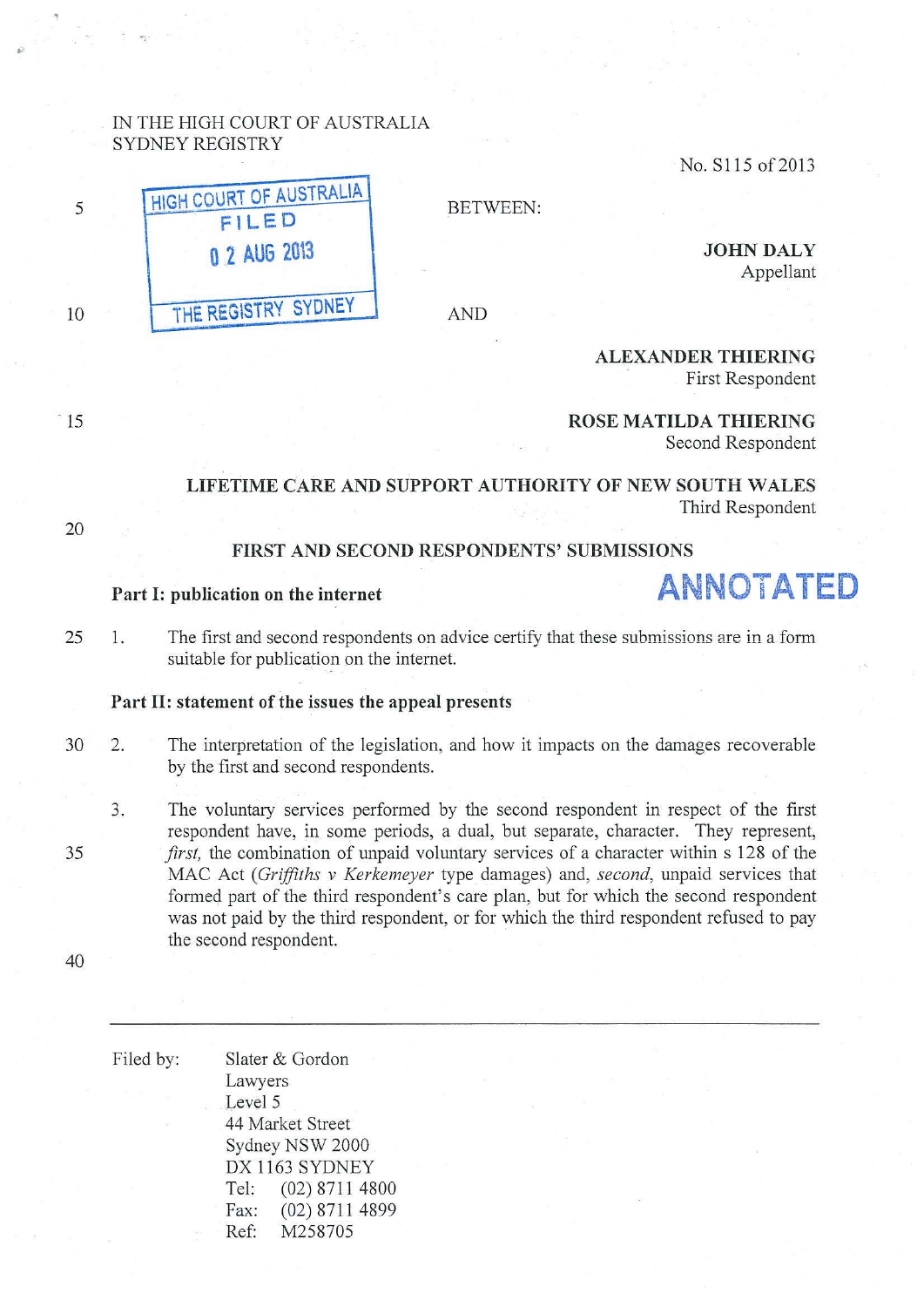IN THE HIGH COURT OF AUSTRALIA
SYDNEY REGISTRY

No. S115 of 2013

HIGH COURT OF AUSTRALIA
FILED
02 AUG 2013
THE REGISTRY SYDNEY

BETWEEN:

**JOHN DALY**
Appellant

AND

**ALEXANDER THIERING**
First Respondent

**ROSE MATILDA THIERING**
Second Respondent

**LIFETIME CARE AND SUPPORT AUTHORITY OF NEW SOUTH WALES**
Third Respondent

**FIRST AND SECOND RESPONDENTS' SUBMISSIONS**

**ANNOTATED**

**Part I: publication on the internet**

1. The first and second respondents on advice certify that these submissions are in a form suitable for publication on the internet.

**Part II: statement of the issues the appeal presents**

2. The interpretation of the legislation, and how it impacts on the damages recoverable by the first and second respondents.

3. The voluntary services performed by the second respondent in respect of the first respondent have, in some periods, a dual, but separate, character. They represent, *first,* the combination of unpaid voluntary services of a character within s 128 of the MAC Act (*Griffiths v Kerkemeyer* type damages) and, *second*, unpaid services that formed part of the third respondent's care plan, but for which the second respondent was not paid by the third respondent, or for which the third respondent refused to pay the second respondent.

---

Filed by: Slater & Gordon
Lawyers
Level 5
44 Market Street
Sydney NSW 2000
DX 1163 SYDNEY
Tel: (02) 8711 4800
Fax: (02) 8711 4899
Ref: M258705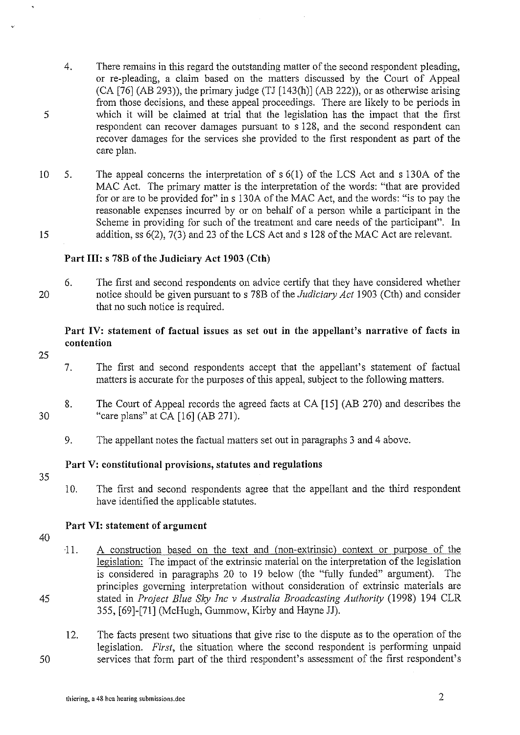4. There remains in this regard the outstanding matter of the second respondent pleading, or re-pleading, a claim based on the matters discussed by the Court of Appeal (CA [76] (AB 293)), the primary judge (TJ [143(h)] (AB 222)), or as otherwise arising from those decisions, and these appeal proceedings. There are likely to be periods in which it will be claimed at trial that the legislation has the impact that the first respondent can recover damages pursuant to s 128, and the second respondent can recover damages for the services she provided to the first respondent as part of the care plan.

5. The appeal concerns the interpretation of s 6(1) of the LCS Act and s 130A of the MAC Act. The primary matter is the interpretation of the words: "that are provided for or are to be provided for" in s 130A of the MAC Act, and the words: "is to pay the reasonable expenses incurred by or on behalf of a person while a participant in the Scheme in providing for such of the treatment and care needs of the participant". In addition, ss 6(2), 7(3) and 23 of the LCS Act and s 128 of the MAC Act are relevant.

**Part III: s 78B of the Judiciary Act 1903 (Cth)**

6. The first and second respondents on advice certify that they have considered whether notice should be given pursuant to s 78B of the *Judiciary Act* 1903 (Cth) and consider that no such notice is required.

**Part IV: statement of factual issues as set out in the appellant's narrative of facts in contention**

7. The first and second respondents accept that the appellant's statement of factual matters is accurate for the purposes of this appeal, subject to the following matters.

8. The Court of Appeal records the agreed facts at CA [15] (AB 270) and describes the "care plans" at CA [16] (AB 271).

9. The appellant notes the factual matters set out in paragraphs 3 and 4 above.

**Part V: constitutional provisions, statutes and regulations**

10. The first and second respondents agree that the appellant and the third respondent have identified the applicable statutes.

**Part VI: statement of argument**

11. <u>A construction based on the text and (non-extrinsic) context or purpose of the legislation:</u> The impact of the extrinsic material on the interpretation of the legislation is considered in paragraphs 20 to 19 below (the "fully funded" argument). The principles governing interpretation without consideration of extrinsic materials are stated in *Project Blue Sky Inc v Australia Broadcasting Authority* (1998) 194 CLR 355, [69]-[71] (McHugh, Gummow, Kirby and Hayne JJ).

12. The facts present two situations that give rise to the dispute as to the operation of the legislation. *First*, the situation where the second respondent is performing unpaid services that form part of the third respondent's assessment of the first respondent's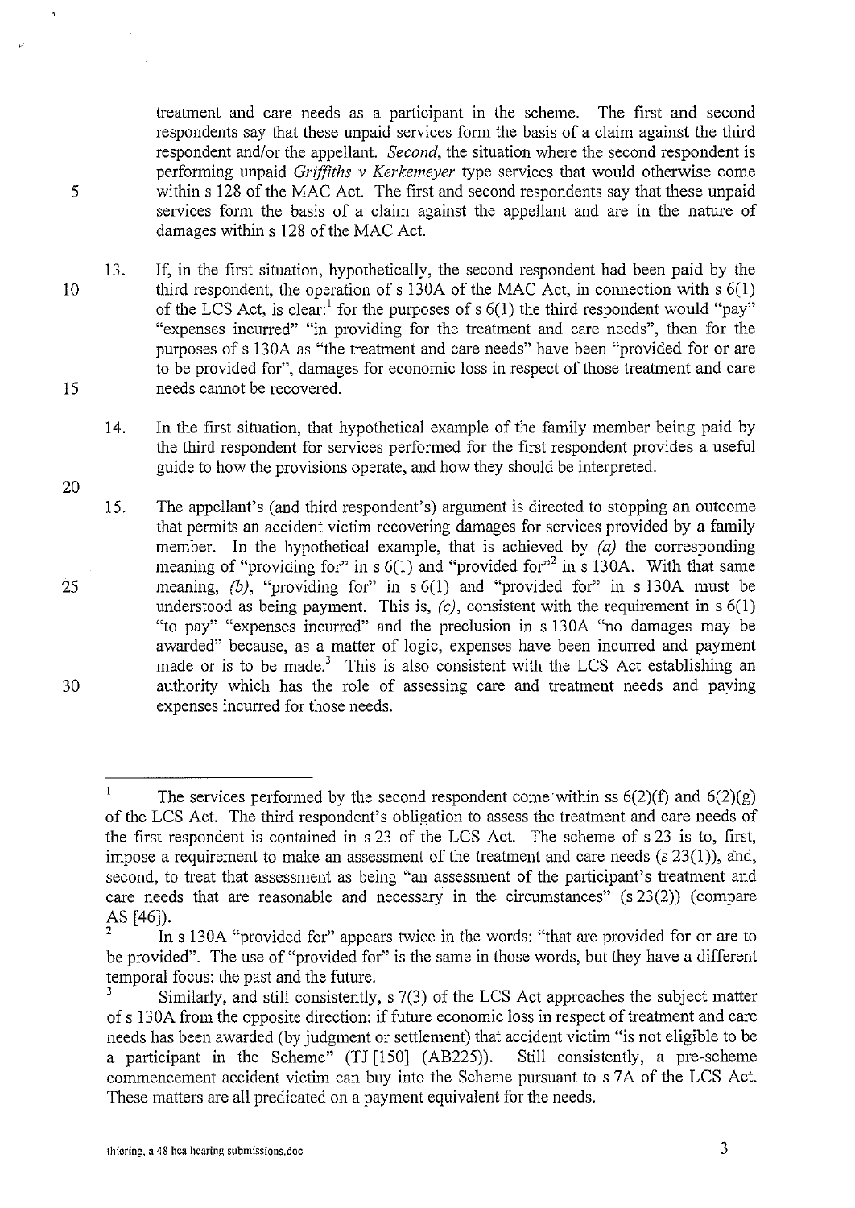treatment and care needs as a participant in the scheme. The first and second respondents say that these unpaid services form the basis of a claim against the third respondent and/or the appellant. *Second*, the situation where the second respondent is performing unpaid *Griffiths v Kerkemeyer* type services that would otherwise come within s 128 of the MAC Act. The first and second respondents say that these unpaid services form the basis of a claim against the appellant and are in the nature of damages within s 128 of the MAC Act.

13. If, in the first situation, hypothetically, the second respondent had been paid by the third respondent, the operation of s 130A of the MAC Act, in connection with s 6(1) of the LCS Act, is clear:[1] for the purposes of s 6(1) the third respondent would "pay" "expenses incurred" "in providing for the treatment and care needs", then for the purposes of s 130A as "the treatment and care needs" have been "provided for or are to be provided for", damages for economic loss in respect of those treatment and care needs cannot be recovered.

14. In the first situation, that hypothetical example of the family member being paid by the third respondent for services performed for the first respondent provides a useful guide to how the provisions operate, and how they should be interpreted.

15. The appellant's (and third respondent's) argument is directed to stopping an outcome that permits an accident victim recovering damages for services provided by a family member. In the hypothetical example, that is achieved by *(a)* the corresponding meaning of "providing for" in s 6(1) and "provided for"[2] in s 130A. With that same meaning, *(b)*, "providing for" in s 6(1) and "provided for" in s 130A must be understood as being payment. This is, *(c)*, consistent with the requirement in s 6(1) "to pay" "expenses incurred" and the preclusion in s 130A "no damages may be awarded" because, as a matter of logic, expenses have been incurred and payment made or is to be made.[3] This is also consistent with the LCS Act establishing an authority which has the role of assessing care and treatment needs and paying expenses incurred for those needs.

---

[1] The services performed by the second respondent come within ss 6(2)(f) and 6(2)(g) of the LCS Act. The third respondent's obligation to assess the treatment and care needs of the first respondent is contained in s 23 of the LCS Act. The scheme of s 23 is to, first, impose a requirement to make an assessment of the treatment and care needs (s 23(1)), and, second, to treat that assessment as being "an assessment of the participant's treatment and care needs that are reasonable and necessary in the circumstances" (s 23(2)) (compare AS [46]).

[2] In s 130A "provided for" appears twice in the words: "that are provided for or are to be provided". The use of "provided for" is the same in those words, but they have a different temporal focus: the past and the future.

[3] Similarly, and still consistently, s 7(3) of the LCS Act approaches the subject matter of s 130A from the opposite direction: if future economic loss in respect of treatment and care needs has been awarded (by judgment or settlement) that accident victim "is not eligible to be a participant in the Scheme" (TJ [150] (AB225)). Still consistently, a pre-scheme commencement accident victim can buy into the Scheme pursuant to s 7A of the LCS Act. These matters are all predicated on a payment equivalent for the needs.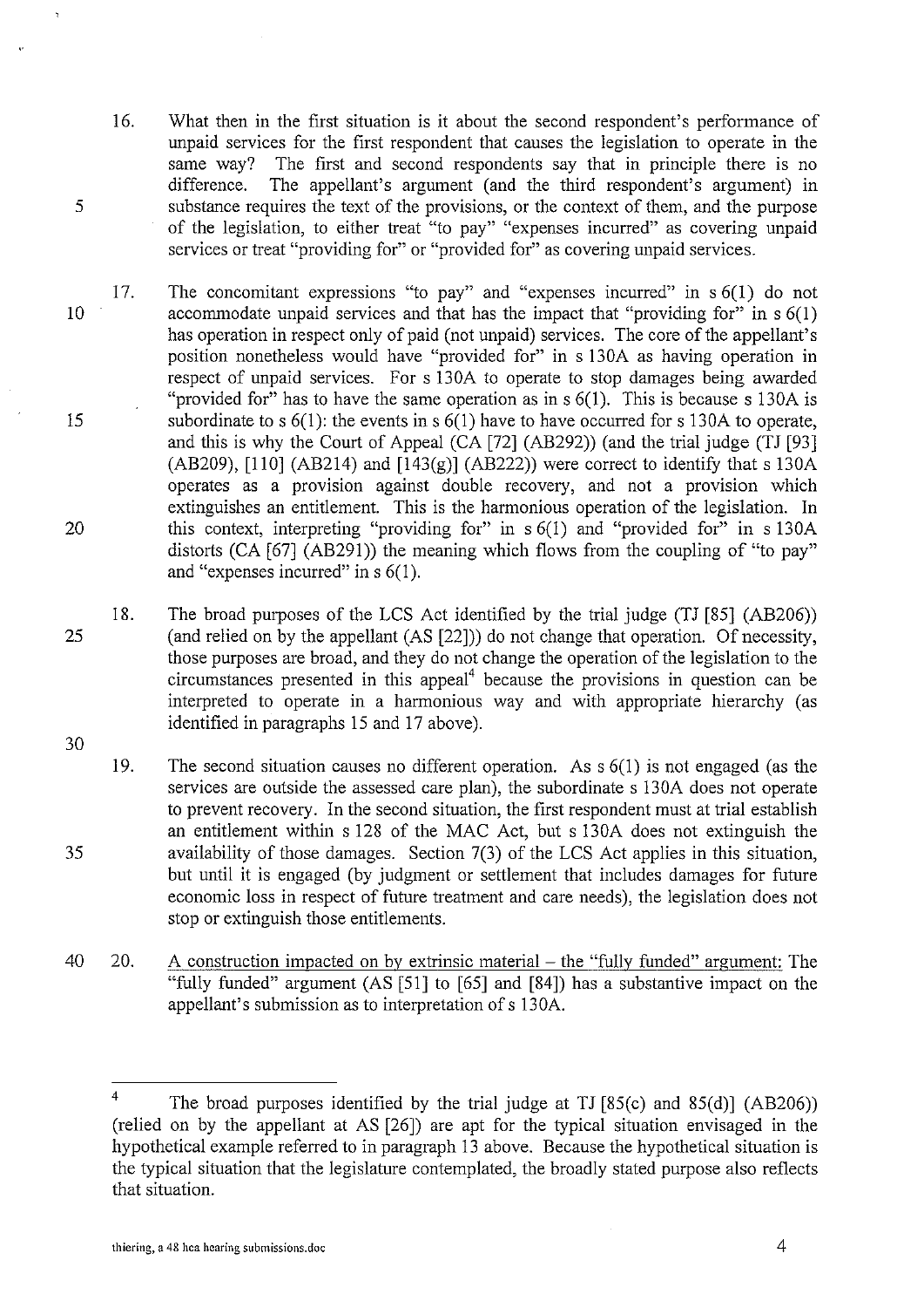16. What then in the first situation is it about the second respondent's performance of unpaid services for the first respondent that causes the legislation to operate in the same way? The first and second respondents say that in principle there is no difference. The appellant's argument (and the third respondent's argument) in substance requires the text of the provisions, or the context of them, and the purpose of the legislation, to either treat "to pay" "expenses incurred" as covering unpaid services or treat "providing for" or "provided for" as covering unpaid services.

17. The concomitant expressions "to pay" and "expenses incurred" in s 6(1) do not accommodate unpaid services and that has the impact that "providing for" in s 6(1) has operation in respect only of paid (not unpaid) services. The core of the appellant's position nonetheless would have "provided for" in s 130A as having operation in respect of unpaid services. For s 130A to operate to stop damages being awarded "provided for" has to have the same operation as in s 6(1). This is because s 130A is subordinate to s 6(1): the events in s 6(1) have to have occurred for s 130A to operate, and this is why the Court of Appeal (CA [72] (AB292)) (and the trial judge (TJ [93] (AB209), [110] (AB214) and [143(g)] (AB222)) were correct to identify that s 130A operates as a provision against double recovery, and not a provision which extinguishes an entitlement. This is the harmonious operation of the legislation. In this context, interpreting "providing for" in s 6(1) and "provided for" in s 130A distorts (CA [67] (AB291)) the meaning which flows from the coupling of "to pay" and "expenses incurred" in s 6(1).

18. The broad purposes of the LCS Act identified by the trial judge (TJ [85] (AB206)) (and relied on by the appellant (AS [22])) do not change that operation. Of necessity, those purposes are broad, and they do not change the operation of the legislation to the circumstances presented in this appeal[4] because the provisions in question can be interpreted to operate in a harmonious way and with appropriate hierarchy (as identified in paragraphs 15 and 17 above).

19. The second situation causes no different operation. As s 6(1) is not engaged (as the services are outside the assessed care plan), the subordinate s 130A does not operate to prevent recovery. In the second situation, the first respondent must at trial establish an entitlement within s 128 of the MAC Act, but s 130A does not extinguish the availability of those damages. Section 7(3) of the LCS Act applies in this situation, but until it is engaged (by judgment or settlement that includes damages for future economic loss in respect of future treatment and care needs), the legislation does not stop or extinguish those entitlements.

20. <u>A construction impacted on by extrinsic material – the "fully funded" argument:</u> The "fully funded" argument (AS [51] to [65] and [84]) has a substantive impact on the appellant's submission as to interpretation of s 130A.

---

[4] The broad purposes identified by the trial judge at TJ [85(c) and 85(d)] (AB206)) (relied on by the appellant at AS [26]) are apt for the typical situation envisaged in the hypothetical example referred to in paragraph 13 above. Because the hypothetical situation is the typical situation that the legislature contemplated, the broadly stated purpose also reflects that situation.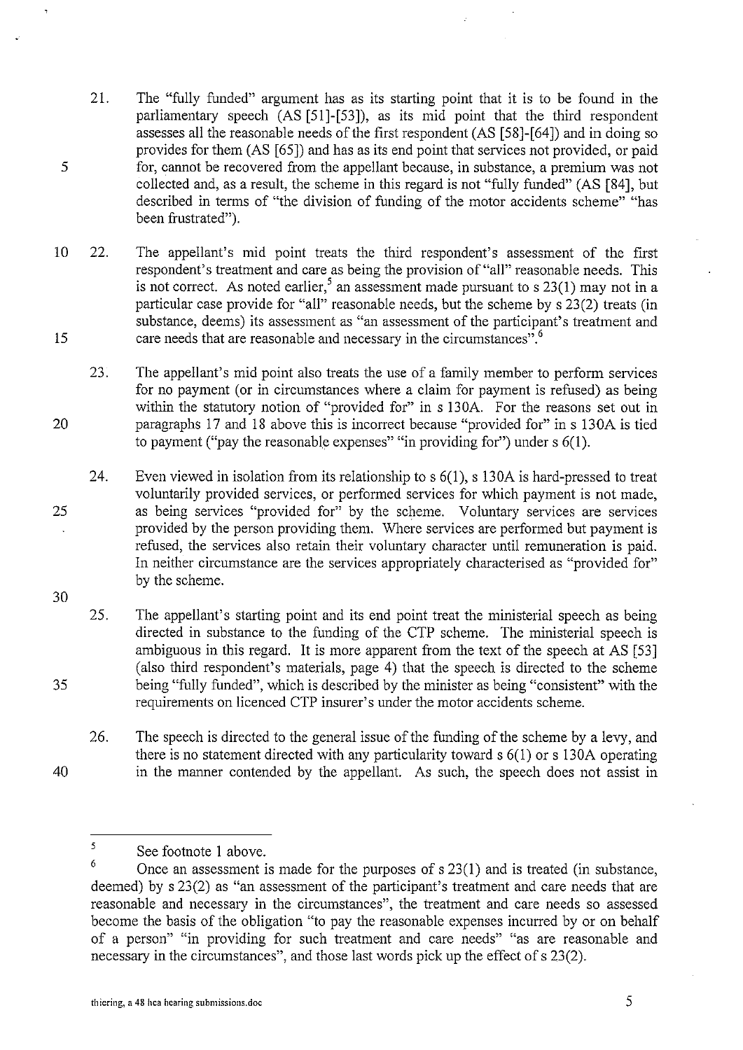21. The "fully funded" argument has as its starting point that it is to be found in the parliamentary speech (AS [51]-[53]), as its mid point that the third respondent assesses all the reasonable needs of the first respondent (AS [58]-[64]) and in doing so provides for them (AS [65]) and has as its end point that services not provided, or paid for, cannot be recovered from the appellant because, in substance, a premium was not collected and, as a result, the scheme in this regard is not "fully funded" (AS [84], but described in terms of "the division of funding of the motor accidents scheme" "has been frustrated").

22. The appellant's mid point treats the third respondent's assessment of the first respondent's treatment and care as being the provision of "all" reasonable needs. This is not correct. As noted earlier,[5] an assessment made pursuant to s 23(1) may not in a particular case provide for "all" reasonable needs, but the scheme by s 23(2) treats (in substance, deems) its assessment as "an assessment of the participant's treatment and care needs that are reasonable and necessary in the circumstances".[6]

23. The appellant's mid point also treats the use of a family member to perform services for no payment (or in circumstances where a claim for payment is refused) as being within the statutory notion of "provided for" in s 130A. For the reasons set out in paragraphs 17 and 18 above this is incorrect because "provided for" in s 130A is tied to payment ("pay the reasonable expenses" "in providing for") under s 6(1).

24. Even viewed in isolation from its relationship to s 6(1), s 130A is hard-pressed to treat voluntarily provided services, or performed services for which payment is not made, as being services "provided for" by the scheme. Voluntary services are services provided by the person providing them. Where services are performed but payment is refused, the services also retain their voluntary character until remuneration is paid. In neither circumstance are the services appropriately characterised as "provided for" by the scheme.

25. The appellant's starting point and its end point treat the ministerial speech as being directed in substance to the funding of the CTP scheme. The ministerial speech is ambiguous in this regard. It is more apparent from the text of the speech at AS [53] (also third respondent's materials, page 4) that the speech is directed to the scheme being "fully funded", which is described by the minister as being "consistent" with the requirements on licenced CTP insurer's under the motor accidents scheme.

26. The speech is directed to the general issue of the funding of the scheme by a levy, and there is no statement directed with any particularity toward s 6(1) or s 130A operating in the manner contended by the appellant. As such, the speech does not assist in

---

[5] See footnote 1 above.

[6] Once an assessment is made for the purposes of s 23(1) and is treated (in substance, deemed) by s 23(2) as "an assessment of the participant's treatment and care needs that are reasonable and necessary in the circumstances", the treatment and care needs so assessed become the basis of the obligation "to pay the reasonable expenses incurred by or on behalf of a person" "in providing for such treatment and care needs" "as are reasonable and necessary in the circumstances", and those last words pick up the effect of s 23(2).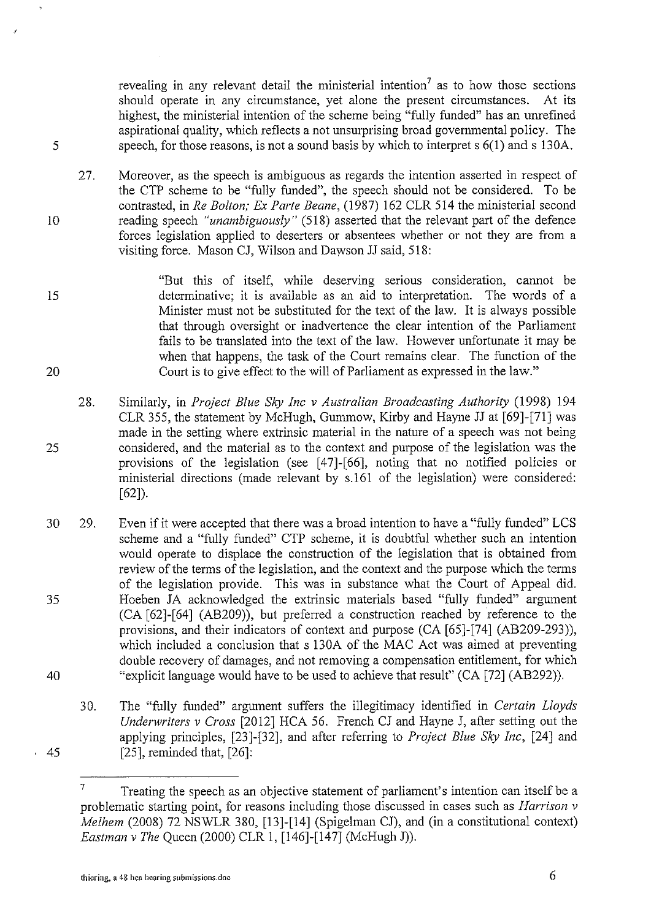revealing in any relevant detail the ministerial intention[7] as to how those sections should operate in any circumstance, yet alone the present circumstances. At its highest, the ministerial intention of the scheme being "fully funded" has an unrefined aspirational quality, which reflects a not unsurprising broad governmental policy. The speech, for those reasons, is not a sound basis by which to interpret s 6(1) and s 130A.

27. Moreover, as the speech is ambiguous as regards the intention asserted in respect of the CTP scheme to be "fully funded", the speech should not be considered. To be contrasted, in *Re Bolton; Ex Parte Beane*, (1987) 162 CLR 514 the ministerial second reading speech *"unambiguously"* (518) asserted that the relevant part of the defence forces legislation applied to deserters or absentees whether or not they are from a visiting force. Mason CJ, Wilson and Dawson JJ said, 518:

> "But this of itself, while deserving serious consideration, cannot be determinative; it is available as an aid to interpretation. The words of a Minister must not be substituted for the text of the law. It is always possible that through oversight or inadvertence the clear intention of the Parliament fails to be translated into the text of the law. However unfortunate it may be when that happens, the task of the Court remains clear. The function of the Court is to give effect to the will of Parliament as expressed in the law."

28. Similarly, in *Project Blue Sky Inc v Australian Broadcasting Authority* (1998) 194 CLR 355, the statement by McHugh, Gummow, Kirby and Hayne JJ at [69]-[71] was made in the setting where extrinsic material in the nature of a speech was not being considered, and the material as to the context and purpose of the legislation was the provisions of the legislation (see [47]-[66], noting that no notified policies or ministerial directions (made relevant by s.161 of the legislation) were considered: [62]).

29. Even if it were accepted that there was a broad intention to have a "fully funded" LCS scheme and a "fully funded" CTP scheme, it is doubtful whether such an intention would operate to displace the construction of the legislation that is obtained from review of the terms of the legislation, and the context and the purpose which the terms of the legislation provide. This was in substance what the Court of Appeal did. Hoeben JA acknowledged the extrinsic materials based "fully funded" argument (CA [62]-[64] (AB209)), but preferred a construction reached by reference to the provisions, and their indicators of context and purpose (CA [65]-[74] (AB209-293)), which included a conclusion that s 130A of the MAC Act was aimed at preventing double recovery of damages, and not removing a compensation entitlement, for which "explicit language would have to be used to achieve that result" (CA [72] (AB292)).

30. The "fully funded" argument suffers the illegitimacy identified in *Certain Lloyds Underwriters v Cross* [2012] HCA 56. French CJ and Hayne J, after setting out the applying principles, [23]-[32], and after referring to *Project Blue Sky Inc*, [24] and [25], reminded that, [26]:

---

[7] Treating the speech as an objective statement of parliament's intention can itself be a problematic starting point, for reasons including those discussed in cases such as *Harrison v Melhem* (2008) 72 NSWLR 380, [13]-[14] (Spigelman CJ), and (in a constitutional context) *Eastman v The Queen* (2000) CLR 1, [146]-[147] (McHugh J)).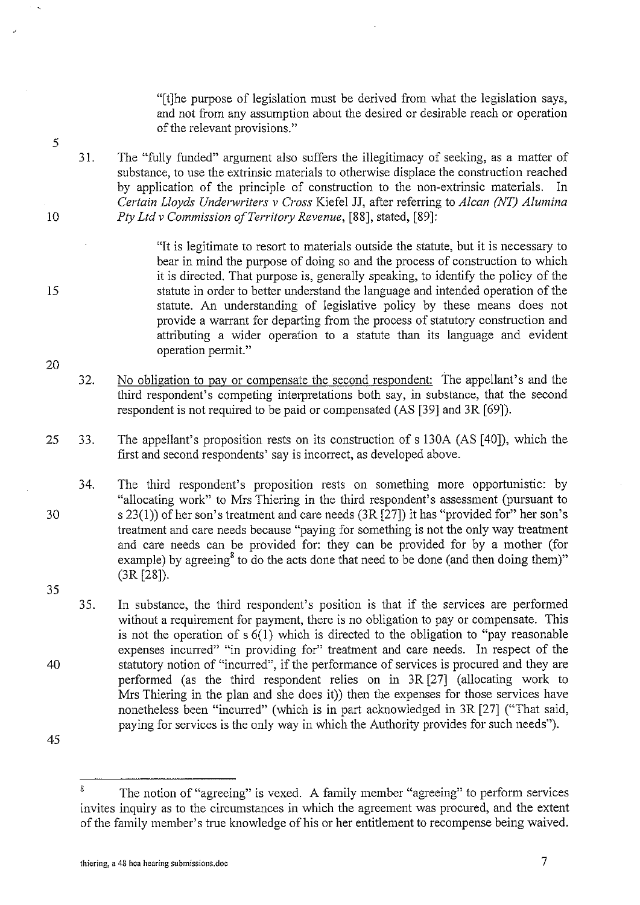"[t]he purpose of legislation must be derived from what the legislation says, and not from any assumption about the desired or desirable reach or operation of the relevant provisions."

31. The "fully funded" argument also suffers the illegitimacy of seeking, as a matter of substance, to use the extrinsic materials to otherwise displace the construction reached by application of the principle of construction to the non-extrinsic materials. In *Certain Lloyds Underwriters v Cross* Kiefel JJ, after referring to *Alcan (NT) Alumina Pty Ltd v Commission of Territory Revenue*, [88], stated, [89]:

> "It is legitimate to resort to materials outside the statute, but it is necessary to bear in mind the purpose of doing so and the process of construction to which it is directed. That purpose is, generally speaking, to identify the policy of the statute in order to better understand the language and intended operation of the statute. An understanding of legislative policy by these means does not provide a warrant for departing from the process of statutory construction and attributing a wider operation to a statute than its language and evident operation permit."

32. No obligation to pay or compensate the second respondent: The appellant's and the third respondent's competing interpretations both say, in substance, that the second respondent is not required to be paid or compensated (AS [39] and 3R [69]).

33. The appellant's proposition rests on its construction of s 130A (AS [40]), which the first and second respondents' say is incorrect, as developed above.

34. The third respondent's proposition rests on something more opportunistic: by "allocating work" to Mrs Thiering in the third respondent's assessment (pursuant to s 23(1)) of her son's treatment and care needs (3R [27]) it has "provided for" her son's treatment and care needs because "paying for something is not the only way treatment and care needs can be provided for: they can be provided for by a mother (for example) by agreeing[8] to do the acts done that need to be done (and then doing them)" (3R [28]).

35. In substance, the third respondent's position is that if the services are performed without a requirement for payment, there is no obligation to pay or compensate. This is not the operation of s 6(1) which is directed to the obligation to "pay reasonable expenses incurred" "in providing for" treatment and care needs. In respect of the statutory notion of "incurred", if the performance of services is procured and they are performed (as the third respondent relies on in 3R [27] (allocating work to Mrs Thiering in the plan and she does it)) then the expenses for those services have nonetheless been "incurred" (which is in part acknowledged in 3R [27] ("That said, paying for services is the only way in which the Authority provides for such needs").

---

[8] The notion of "agreeing" is vexed. A family member "agreeing" to perform services invites inquiry as to the circumstances in which the agreement was procured, and the extent of the family member's true knowledge of his or her entitlement to recompense being waived.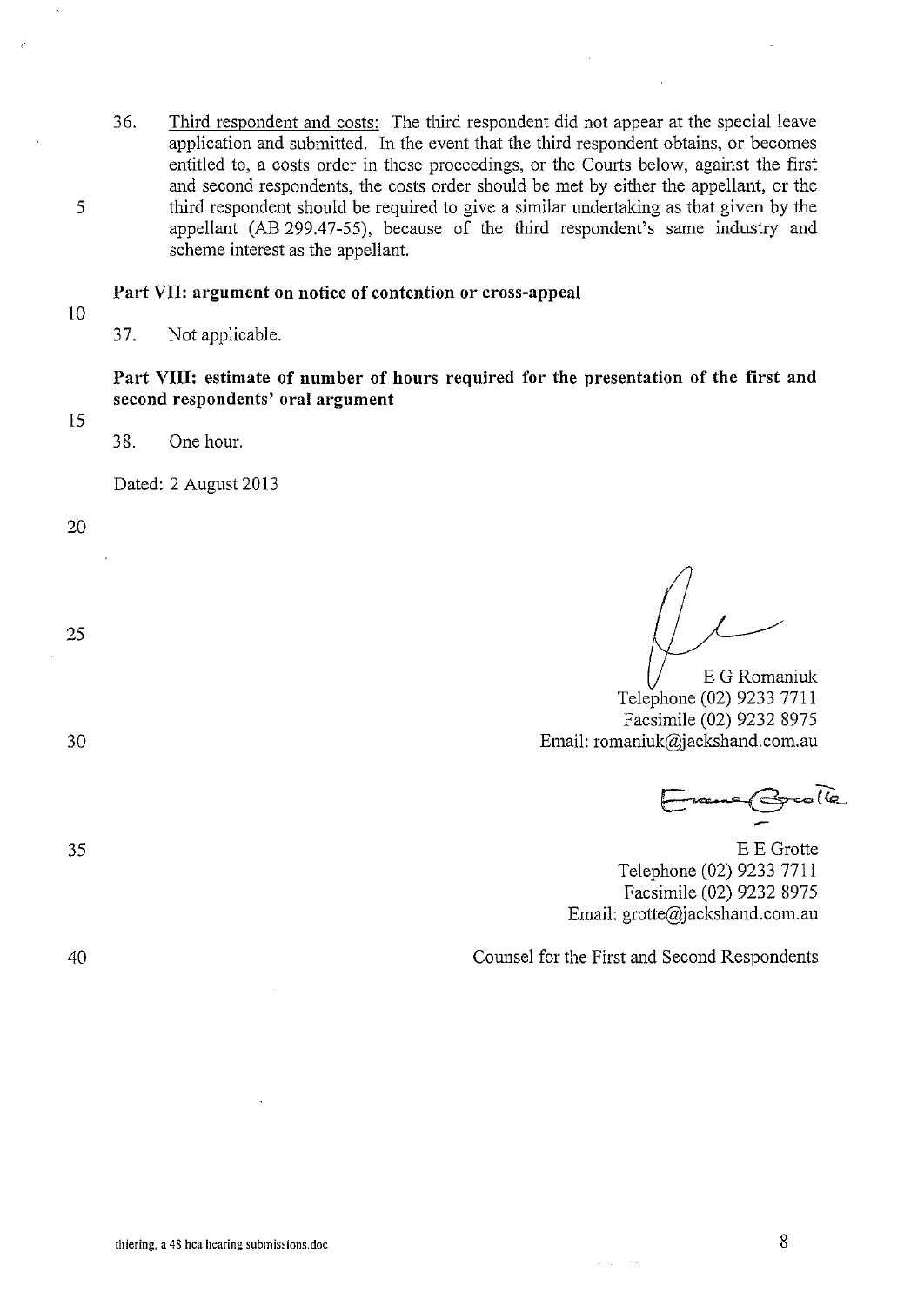36. Third respondent and costs: The third respondent did not appear at the special leave application and submitted. In the event that the third respondent obtains, or becomes entitled to, a costs order in these proceedings, or the Courts below, against the first and second respondents, the costs order should be met by either the appellant, or the third respondent should be required to give a similar undertaking as that given by the appellant (AB 299.47-55), because of the third respondent's same industry and scheme interest as the appellant.

**Part VII: argument on notice of contention or cross-appeal**

37. Not applicable.

**Part VIII: estimate of number of hours required for the presentation of the first and second respondents' oral argument**

38. One hour.

Dated: 2 August 2013

E G Romaniuk
Telephone (02) 9233 7711
Facsimile (02) 9232 8975
Email: romaniuk@jackshand.com.au

E E Grotte
Telephone (02) 9233 7711
Facsimile (02) 9232 8975
Email: grotte@jackshand.com.au

Counsel for the First and Second Respondents